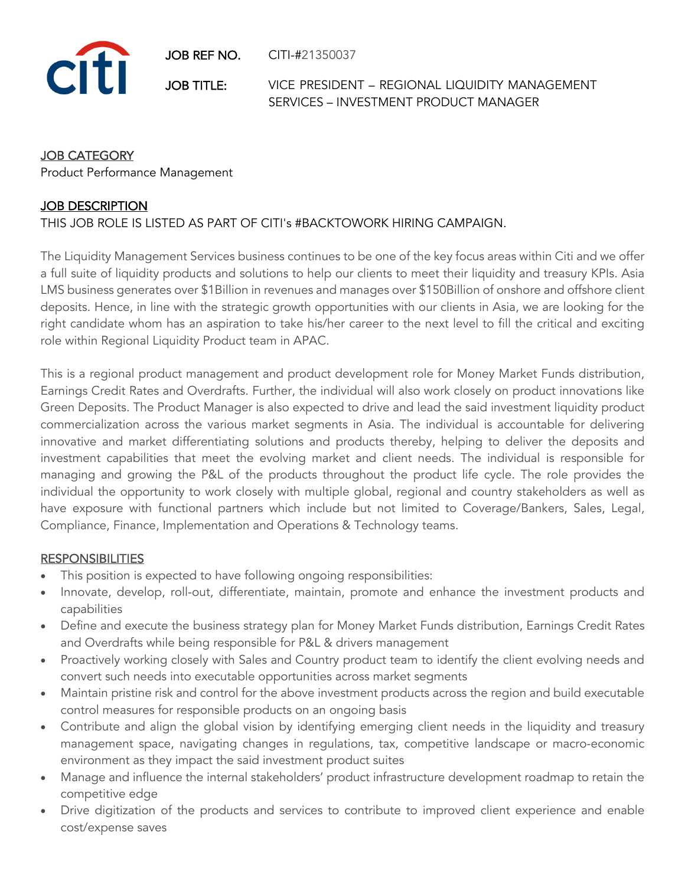JOB REF NO. CITI-#21350037

JOB TITLE: VICE PRESIDENT – REGIONAL LIQUIDITY MANAGEMENT SERVICES – INVESTMENT PRODUCT MANAGER

## JOB CATEGORY

Product Performance Management

## JOB DESCRIPTION

THIS JOB ROLE IS LISTED AS PART OF CITI's #BACKTOWORK HIRING CAMPAIGN.

The Liquidity Management Services business continues to be one of the key focus areas within Citi and we offer a full suite of liquidity products and solutions to help our clients to meet their liquidity and treasury KPIs. Asia LMS business generates over $1Billion in revenues and manages over $150Billion of onshore and offshore client deposits. Hence, in line with the strategic growth opportunities with our clients in Asia, we are looking for the right candidate whom has an aspiration to take his/her career to the next level to fill the critical and exciting role within Regional Liquidity Product team in APAC.

This is a regional product management and product development role for Money Market Funds distribution, Earnings Credit Rates and Overdrafts. Further, the individual will also work closely on product innovations like Green Deposits. The Product Manager is also expected to drive and lead the said investment liquidity product commercialization across the various market segments in Asia. The individual is accountable for delivering innovative and market differentiating solutions and products thereby, helping to deliver the deposits and investment capabilities that meet the evolving market and client needs. The individual is responsible for managing and growing the P&L of the products throughout the product life cycle. The role provides the individual the opportunity to work closely with multiple global, regional and country stakeholders as well as have exposure with functional partners which include but not limited to Coverage/Bankers, Sales, Legal, Compliance, Finance, Implementation and Operations & Technology teams.

## RESPONSIBILITIES

- This position is expected to have following ongoing responsibilities:
- Innovate, develop, roll-out, differentiate, maintain, promote and enhance the investment products and capabilities
- Define and execute the business strategy plan for Money Market Funds distribution, Earnings Credit Rates and Overdrafts while being responsible for P&L & drivers management
- Proactively working closely with Sales and Country product team to identify the client evolving needs and convert such needs into executable opportunities across market segments
- Maintain pristine risk and control for the above investment products across the region and build executable control measures for responsible products on an ongoing basis
- Contribute and align the global vision by identifying emerging client needs in the liquidity and treasury management space, navigating changes in regulations, tax, competitive landscape or macro-economic environment as they impact the said investment product suites
- Manage and influence the internal stakeholders' product infrastructure development roadmap to retain the competitive edge
- Drive digitization of the products and services to contribute to improved client experience and enable cost/expense saves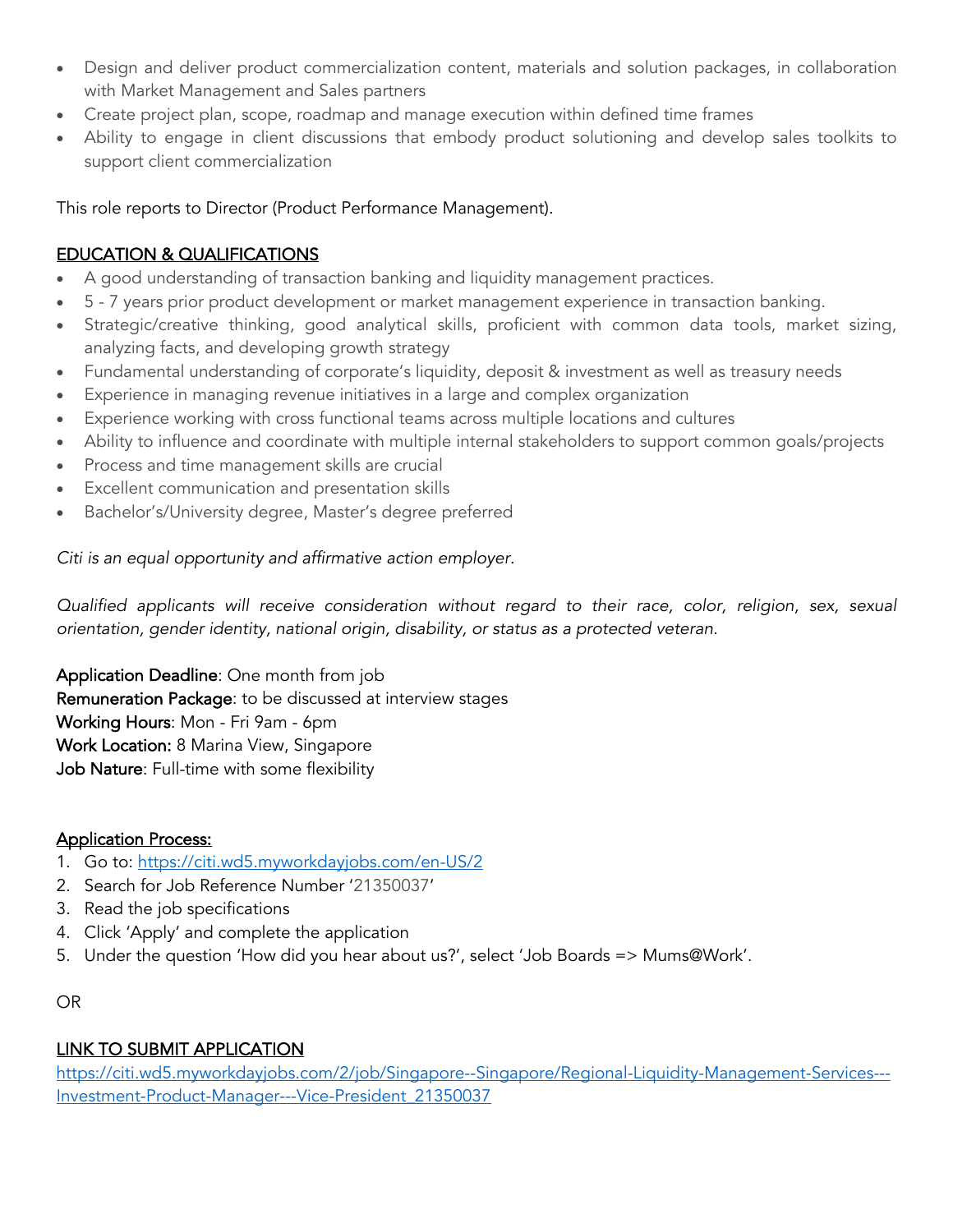- Design and deliver product commercialization content, materials and solution packages, in collaboration with Market Management and Sales partners
- Create project plan, scope, roadmap and manage execution within defined time frames
- Ability to engage in client discussions that embody product solutioning and develop sales toolkits to support client commercialization

This role reports to Director (Product Performance Management).

## EDUCATION & QUALIFICATIONS

- A good understanding of transaction banking and liquidity management practices.
- 5 - 7 years prior product development or market management experience in transaction banking.
- Strategic/creative thinking, good analytical skills, proficient with common data tools, market sizing, analyzing facts, and developing growth strategy
- Fundamental understanding of corporate's liquidity, deposit & investment as well as treasury needs
- Experience in managing revenue initiatives in a large and complex organization
- Experience working with cross functional teams across multiple locations and cultures
- Ability to influence and coordinate with multiple internal stakeholders to support common goals/projects
- Process and time management skills are crucial
- Excellent communication and presentation skills
- Bachelor's/University degree, Master's degree preferred

*Citi is an equal opportunity and affirmative action employer.*

*Qualified applicants will receive consideration without regard to their race, color, religion, sex, sexual orientation, gender identity, national origin, disability, or status as a protected veteran.*

**Application Deadline**: One month from job
**Remuneration Package**: to be discussed at interview stages
**Working Hours**: Mon - Fri 9am - 6pm
**Work Location:** 8 Marina View, Singapore
**Job Nature**: Full-time with some flexibility

## Application Process:

1. Go to: [https://citi.wd5.myworkdayjobs.com/en-US/2](https://citi.wd5.myworkdayjobs.com/en-US/2)
2. Search for Job Reference Number '21350037'
3. Read the job specifications
4. Click 'Apply' and complete the application
5. Under the question 'How did you hear about us?', select 'Job Boards => Mums@Work'.

OR

## LINK TO SUBMIT APPLICATION

[https://citi.wd5.myworkdayjobs.com/2/job/Singapore--Singapore/Regional-Liquidity-Management-Services---Investment-Product-Manager---Vice-President_21350037](https://citi.wd5.myworkdayjobs.com/2/job/Singapore--Singapore/Regional-Liquidity-Management-Services---Investment-Product-Manager---Vice-President_21350037)